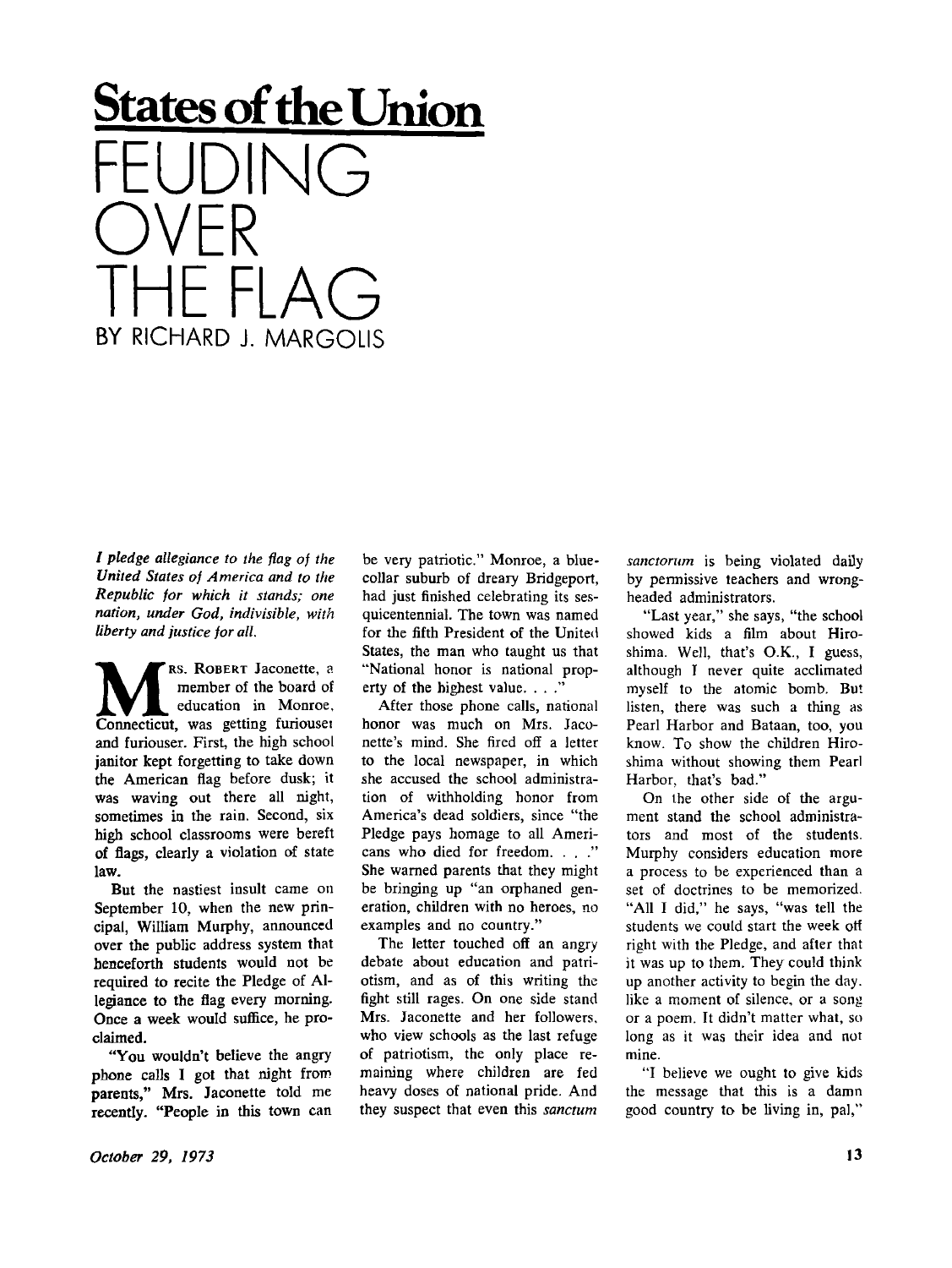## States of the Union

# FEUDING OVER THE FLAG

BY RICHARD J. MARGOLIS

*I pledge allegiance to the flag of the United States of America and to the Republic for which it stands; one nation, under God, indivisible, with liberty and justice for all.*

MRS. ROBERT Jaconette, a member of the board of education in Monroe, Connecticut, was getting furiouser and furiouser. First, the high school janitor kept forgetting to take down the American flag before dusk; it was waving out there all night, sometimes in the rain. Second, six high school classrooms were bereft of flags, clearly a violation of state law.

But the nastiest insult came on September 10, when the new principal, William Murphy, announced over the public address system that henceforth students would not be required to recite the Pledge of Allegiance to the flag every morning. Once a week would suffice, he proclaimed.

"You wouldn't believe the angry phone calls I got that night from parents," Mrs. Jaconette told me recently. "People in this town can be very patriotic." Monroe, a blue-collar suburb of dreary Bridgeport, had just finished celebrating its sesquicentennial. The town was named for the fifth President of the United States, the man who taught us that "National honor is national property of the highest value. . . ."

After those phone calls, national honor was much on Mrs. Jaconette's mind. She fired off a letter to the local newspaper, in which she accused the school administration of withholding honor from America's dead soldiers, since "the Pledge pays homage to all Americans who died for freedom. . . ." She warned parents that they might be bringing up "an orphaned generation, children with no heroes, no examples and no country."

The letter touched off an angry debate about education and patriotism, and as of this writing the fight still rages. On one side stand Mrs. Jaconette and her followers, who view schools as the last refuge of patriotism, the only place remaining where children are fed heavy doses of national pride. And they suspect that even this *sanctum sanctorum* is being violated daily by permissive teachers and wrong-headed administrators.

"Last year," she says, "the school showed kids a film about Hiroshima. Well, that's O.K., I guess, although I never quite acclimated myself to the atomic bomb. But listen, there was such a thing as Pearl Harbor and Bataan, too, you know. To show the children Hiroshima without showing them Pearl Harbor, that's bad."

On the other side of the argument stand the school administrators and most of the students. Murphy considers education more a process to be experienced than a set of doctrines to be memorized. "All I did," he says, "was tell the students we could start the week off right with the Pledge, and after that it was up to them. They could think up another activity to begin the day, like a moment of silence, or a song or a poem. It didn't matter what, so long as it was their idea and not mine.

"I believe we ought to give kids the message that this is a damn good country to be living in, pal,"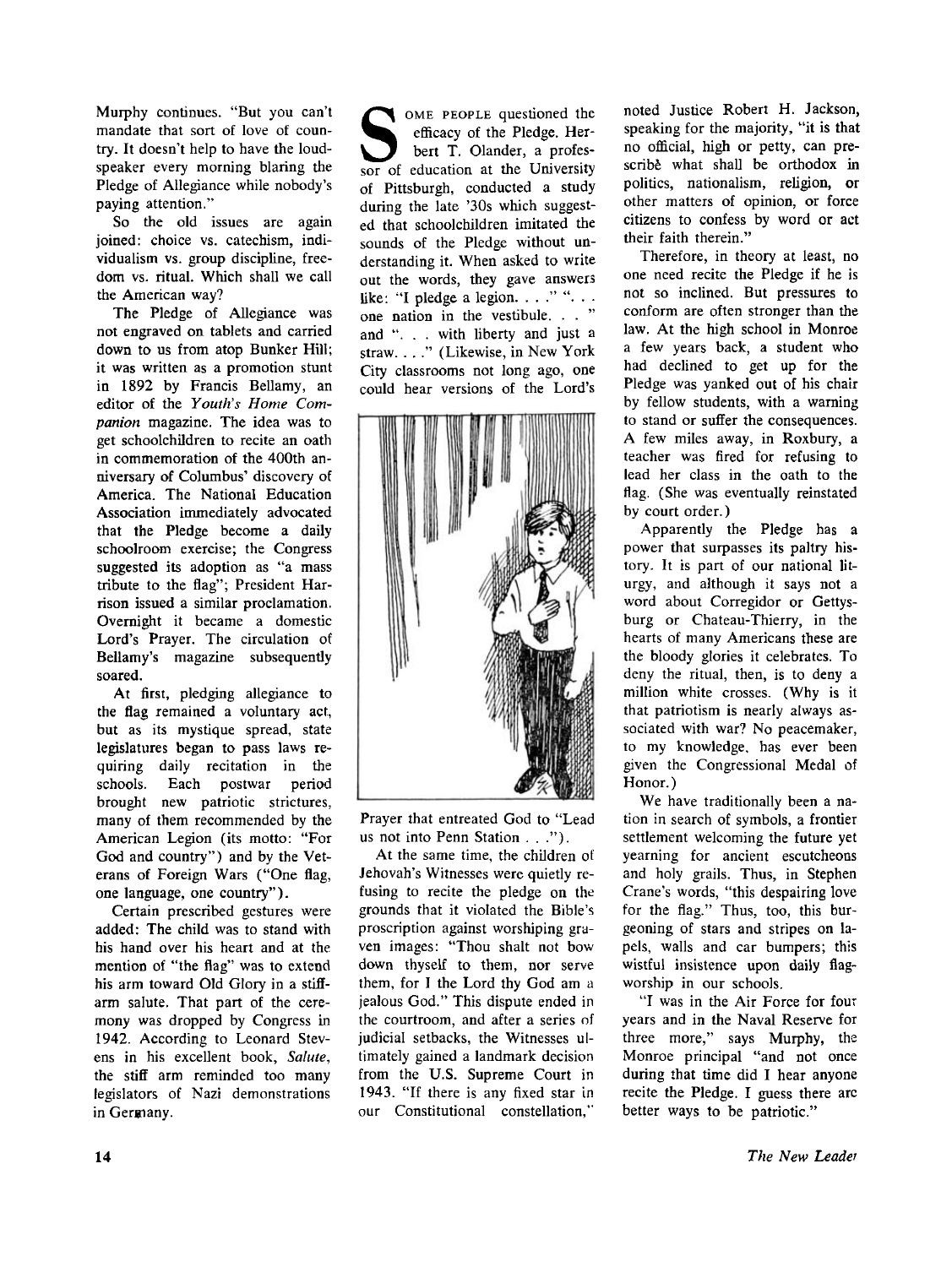Murphy continues. "But you can't mandate that sort of love of country. It doesn't help to have the loudspeaker every morning blaring the Pledge of Allegiance while nobody's paying attention."

So the old issues are again joined: choice vs. catechism, individualism vs. group discipline, freedom vs. ritual. Which shall we call the American way?

The Pledge of Allegiance was not engraved on tablets and carried down to us from atop Bunker Hill; it was written as a promotion stunt in 1892 by Francis Bellamy, an editor of the *Youth's Home Companion* magazine. The idea was to get schoolchildren to recite an oath in commemoration of the 400th anniversary of Columbus' discovery of America. The National Education Association immediately advocated that the Pledge become a daily schoolroom exercise; the Congress suggested its adoption as "a mass tribute to the flag"; President Harrison issued a similar proclamation. Overnight it became a domestic Lord's Prayer. The circulation of Bellamy's magazine subsequently soared.

At first, pledging allegiance to the flag remained a voluntary act, but as its mystique spread, state legislatures began to pass laws requiring daily recitation in the schools. Each postwar period brought new patriotic strictures, many of them recommended by the American Legion (its motto: "For God and country") and by the Veterans of Foreign Wars ("One flag, one language, one country").

Certain prescribed gestures were added: The child was to stand with his hand over his heart and at the mention of "the flag" was to extend his arm toward Old Glory in a stiff-arm salute. That part of the ceremony was dropped by Congress in 1942. According to Leonard Stevens in his excellent book, *Salute*, the stiff arm reminded too many legislators of Nazi demonstrations in Germany.

Some people questioned the efficacy of the Pledge. Herbert T. Olander, a professor of education at the University of Pittsburgh, conducted a study during the late '30s which suggested that schoolchildren imitated the sounds of the Pledge without understanding it. When asked to write out the words, they gave answers like: "I pledge a legion. . . ." ". . . one nation in the vestibule. . . " and ". . . with liberty and just a straw. . . ." (Likewise, in New York City classrooms not long ago, one could hear versions of the Lord's Prayer that entreated God to "Lead us not into Penn Station . . .").

At the same time, the children of Jehovah's Witnesses were quietly refusing to recite the pledge on the grounds that it violated the Bible's proscription against worshiping graven images: "Thou shalt not bow down thyself to them, nor serve them, for I the Lord thy God am a jealous God." This dispute ended in the courtroom, and after a series of judicial setbacks, the Witnesses ultimately gained a landmark decision from the U.S. Supreme Court in 1943. "If there is any fixed star in our Constitutional constellation," noted Justice Robert H. Jackson, speaking for the majority, "it is that no official, high or petty, can prescribe what shall be orthodox in politics, nationalism, religion, or other matters of opinion, or force citizens to confess by word or act their faith therein."

Therefore, in theory at least, no one need recite the Pledge if he is not so inclined. But pressures to conform are often stronger than the law. At the high school in Monroe a few years back, a student who had declined to get up for the Pledge was yanked out of his chair by fellow students, with a warning to stand or suffer the consequences. A few miles away, in Roxbury, a teacher was fired for refusing to lead her class in the oath to the flag. (She was eventually reinstated by court order.)

Apparently the Pledge has a power that surpasses its paltry history. It is part of our national liturgy, and although it says not a word about Corregidor or Gettysburg or Chateau-Thierry, in the hearts of many Americans these are the bloody glories it celebrates. To deny the ritual, then, is to deny a million white crosses. (Why is it that patriotism is nearly always associated with war? No peacemaker, to my knowledge, has ever been given the Congressional Medal of Honor.)

We have traditionally been a nation in search of symbols, a frontier settlement welcoming the future yet yearning for ancient escutcheons and holy grails. Thus, in Stephen Crane's words, "this despairing love for the flag." Thus, too, this burgeoning of stars and stripes on lapels, walls and car bumpers; this wistful insistence upon daily flag-worship in our schools.

"I was in the Air Force for four years and in the Naval Reserve for three more," says Murphy, the Monroe principal "and not once during that time did I hear anyone recite the Pledge. I guess there are better ways to be patriotic."